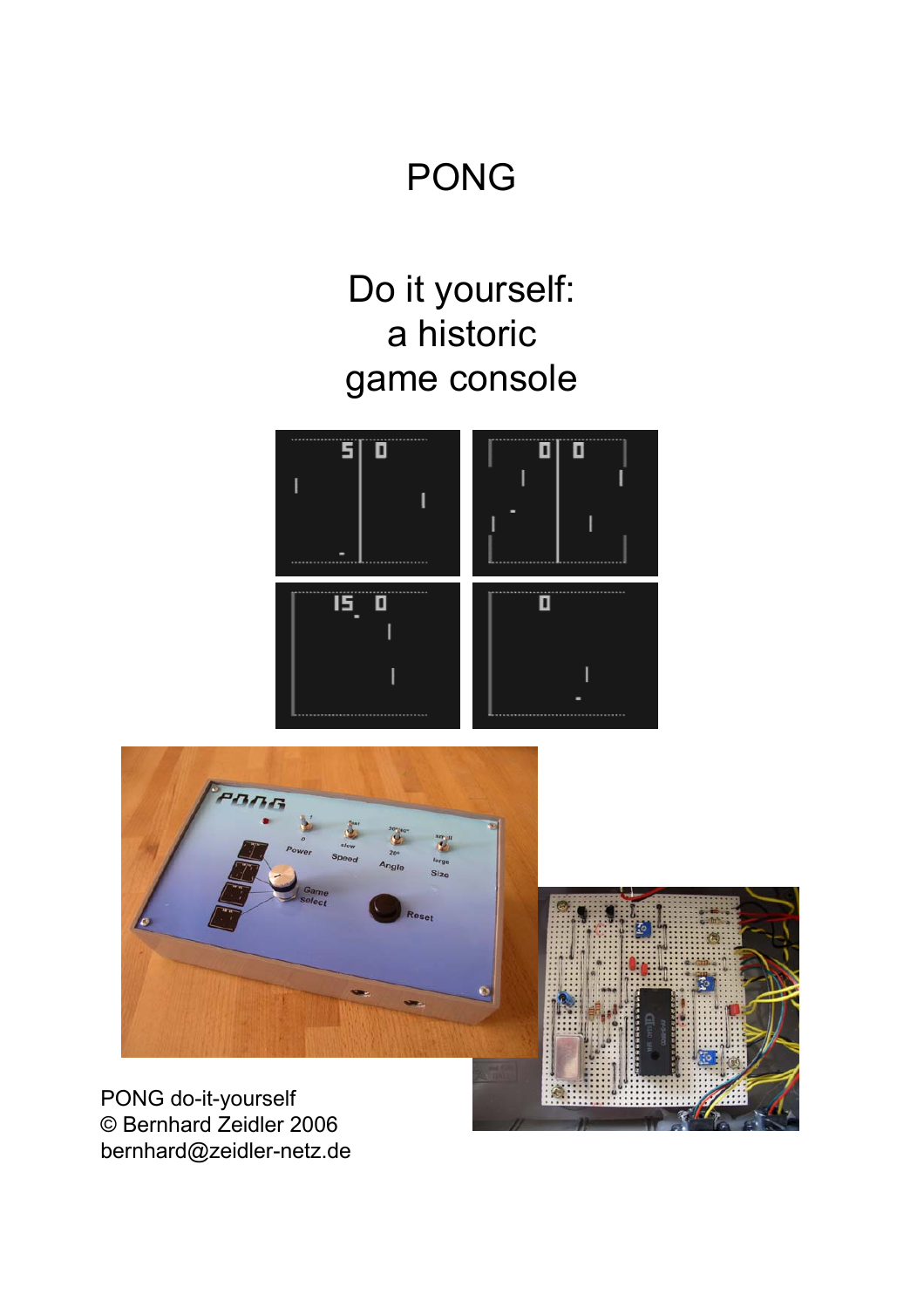# PONG

## Do it yourself:
## a historic
## game console

PONG do-it-yourself
© Bernhard Zeidler 2006
bernhard@zeidler-netz.de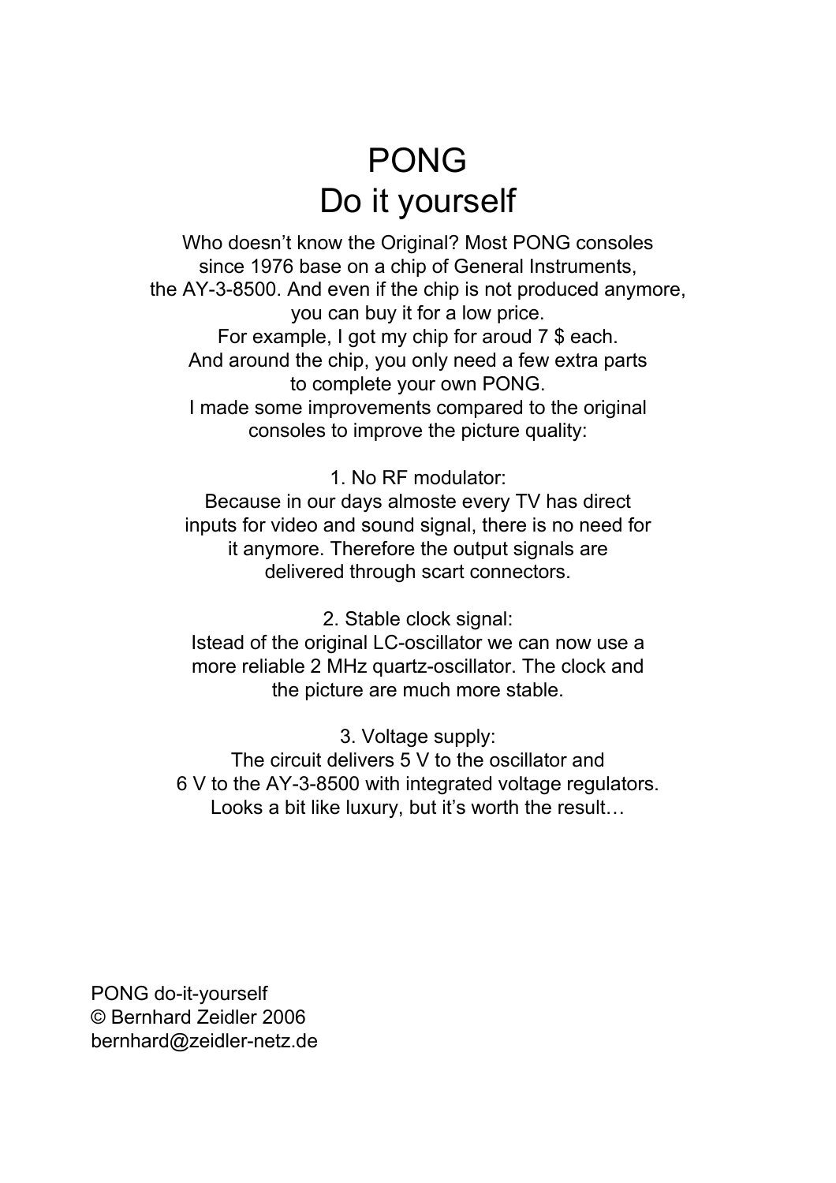# PONG
# Do it yourself

Who doesn't know the Original? Most PONG consoles since 1976 base on a chip of General Instruments, the AY-3-8500. And even if the chip is not produced anymore, you can buy it for a low price.
For example, I got my chip for aroud 7 $ each.
And around the chip, you only need a few extra parts to complete your own PONG.
I made some improvements compared to the original consoles to improve the picture quality:

1. No RF modulator:
Because in our days almoste every TV has direct inputs for video and sound signal, there is no need for it anymore. Therefore the output signals are delivered through scart connectors.

2. Stable clock signal:
Istead of the original LC-oscillator we can now use a more reliable 2 MHz quartz-oscillator. The clock and the picture are much more stable.

3. Voltage supply:
The circuit delivers 5 V to the oscillator and 6 V to the AY-3-8500 with integrated voltage regulators.
Looks a bit like luxury, but it's worth the result…

PONG do-it-yourself
© Bernhard Zeidler 2006
bernhard@zeidler-netz.de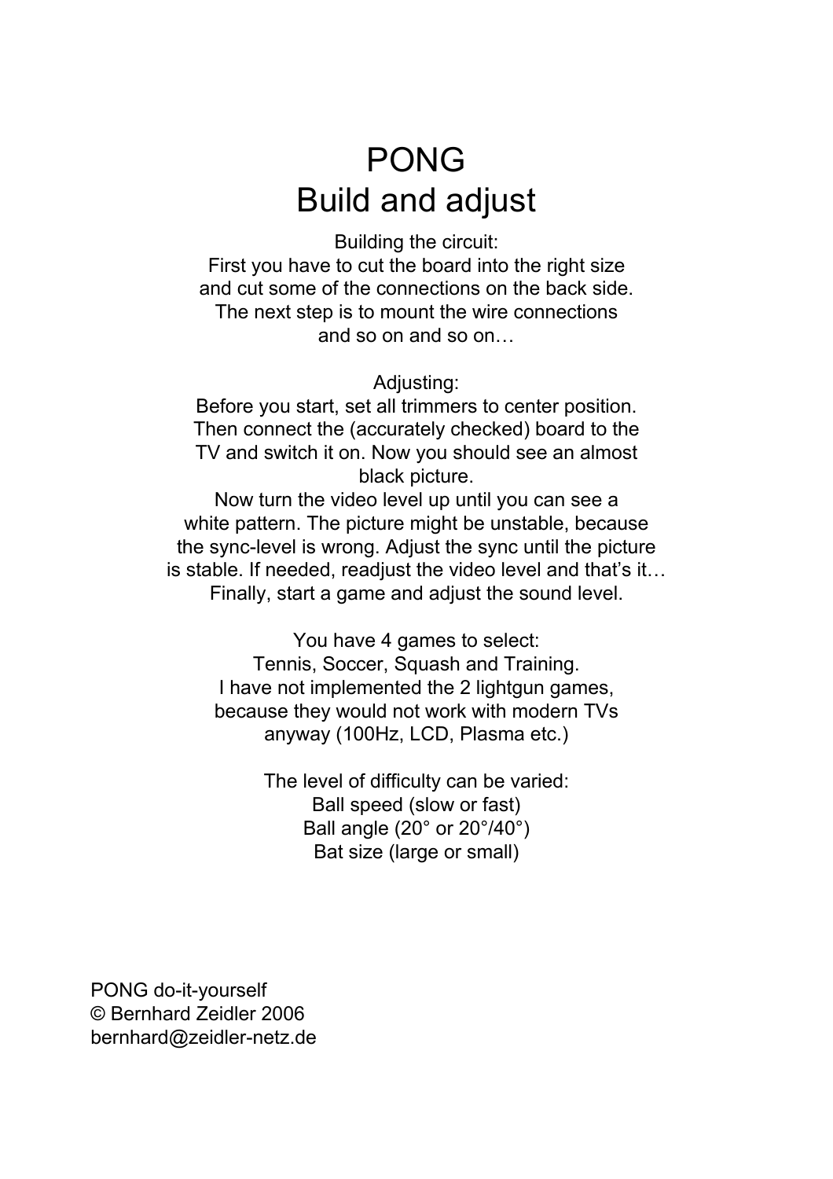# PONG
# Build and adjust

Building the circuit:
First you have to cut the board into the right size and cut some of the connections on the back side. The next step is to mount the wire connections and so on and so on…

Adjusting:
Before you start, set all trimmers to center position. Then connect the (accurately checked) board to the TV and switch it on. Now you should see an almost black picture.
Now turn the video level up until you can see a white pattern. The picture might be unstable, because the sync-level is wrong. Adjust the sync until the picture is stable. If needed, readjust the video level and that's it…
Finally, start a game and adjust the sound level.

You have 4 games to select:
Tennis, Soccer, Squash and Training.
I have not implemented the 2 lightgun games, because they would not work with modern TVs anyway (100Hz, LCD, Plasma etc.)

The level of difficulty can be varied:
Ball speed (slow or fast)
Ball angle (20° or 20°/40°)
Bat size (large or small)

PONG do-it-yourself
© Bernhard Zeidler 2006
bernhard@zeidler-netz.de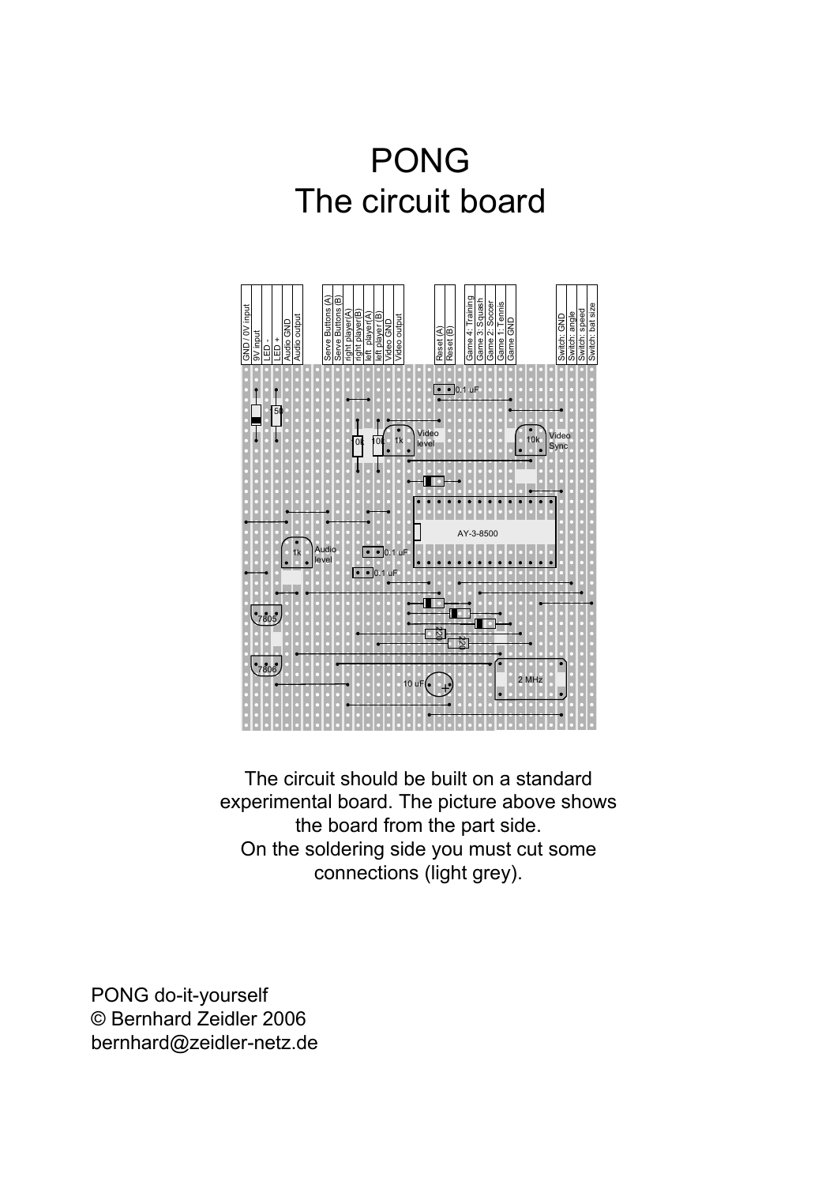# PONG
# The circuit board

GND / 0V input
9V input
LED -
LED +
Audio GND
Audio output

Serve Buttons (A)
Serve Buttons (B)
right player(A)
right player(B)
left player(A)
left player (B)
Video GND
Video output

Reset (A)
Reset (B)

Game 4: Training
Game 3: Squash
Game 2: Soccer
Game 1: Tennis
Game GND

Switch: GND
Switch: angle
Switch: speed
Switch: bat size

0.1 uF
50
10k 10k 1k Video level
10k Video Sync
AY-3-8500
1k Audio level
0.1 uF
0.1 uF
7805
220
220
7806
2 MHz
10 uF

The circuit should be built on a standard experimental board. The picture above shows the board from the part side.
On the soldering side you must cut some connections (light grey).

PONG do-it-yourself
© Bernhard Zeidler 2006
bernhard@zeidler-netz.de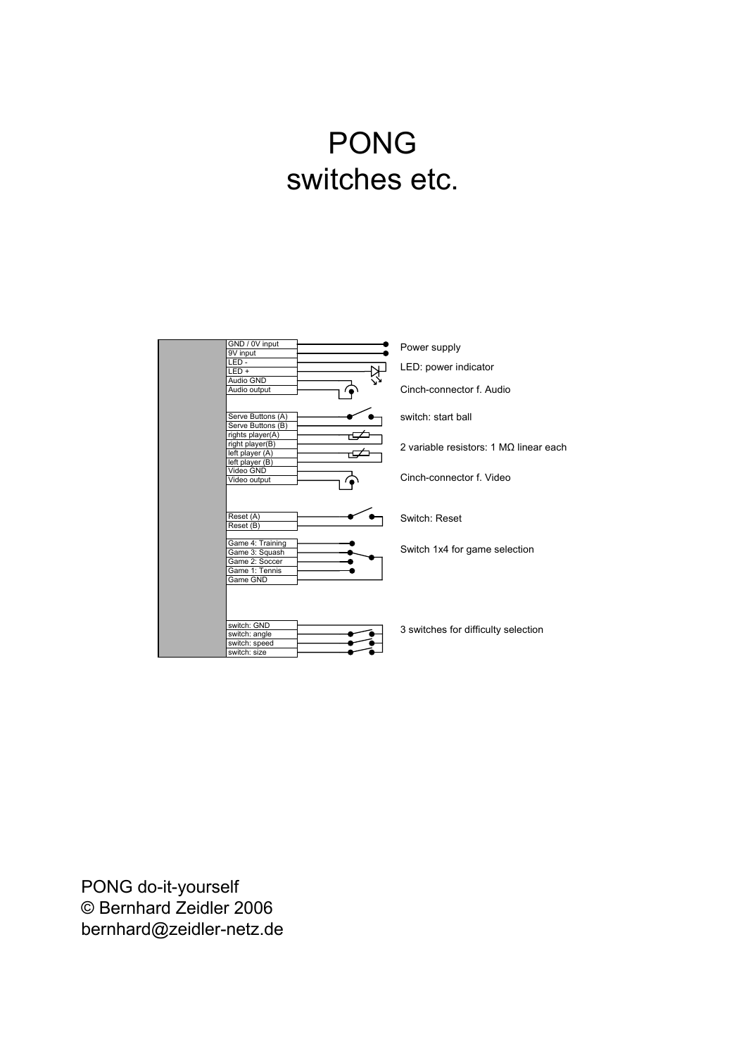# PONG
## switches etc.

| Connector | Component |
|---|---|
| GND / 0V input | Power supply |
| 9V input | |
| LED - | LED: power indicator |
| LED + | |
| Audio GND | Cinch-connector f. Audio |
| Audio output | |
| Serve Buttons (A) | switch: start ball |
| Serve Buttons (B) | |
| rights player(A) | 2 variable resistors: 1 MΩ linear each |
| right player(B) | |
| left player (A) | |
| left player (B) | |
| Video GND | Cinch-connector f. Video |
| Video output | |
| Reset (A) | Switch: Reset |
| Reset (B) | |
| Game 4: Training | Switch 1x4 for game selection |
| Game 3: Squash | |
| Game 2: Soccer | |
| Game 1: Tennis | |
| Game GND | |
| switch: GND | 3 switches for difficulty selection |
| switch: angle | |
| switch: speed | |
| switch: size | |

PONG do-it-yourself
© Bernhard Zeidler 2006
bernhard@zeidler-netz.de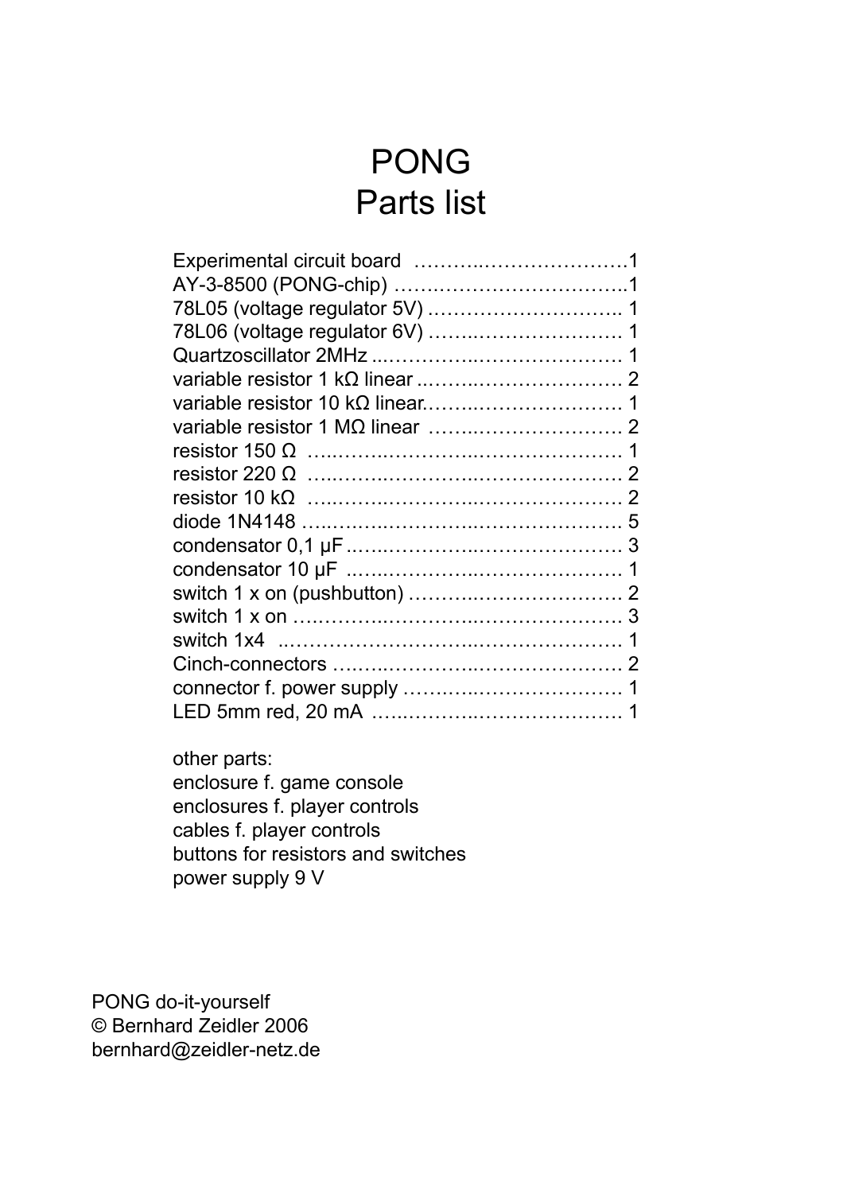# PONG
# Parts list

| Part | Qty |
|---|---|
| Experimental circuit board | 1 |
| AY-3-8500 (PONG-chip) | 1 |
| 78L05 (voltage regulator 5V) | 1 |
| 78L06 (voltage regulator 6V) | 1 |
| Quartzoscillator 2MHz | 1 |
| variable resistor 1 kΩ linear | 2 |
| variable resistor 10 kΩ linear | 1 |
| variable resistor 1 MΩ linear | 2 |
| resistor 150 Ω | 1 |
| resistor 220 Ω | 2 |
| resistor 10 kΩ | 2 |
| diode 1N4148 | 5 |
| condensator 0,1 µF | 3 |
| condensator 10 µF | 1 |
| switch 1 x on (pushbutton) | 2 |
| switch 1 x on | 3 |
| switch 1x4 | 1 |
| Cinch-connectors | 2 |
| connector f. power supply | 1 |
| LED 5mm red, 20 mA | 1 |

other parts:
enclosure f. game console
enclosures f. player controls
cables f. player controls
buttons for resistors and switches
power supply 9 V

PONG do-it-yourself
© Bernhard Zeidler 2006
bernhard@zeidler-netz.de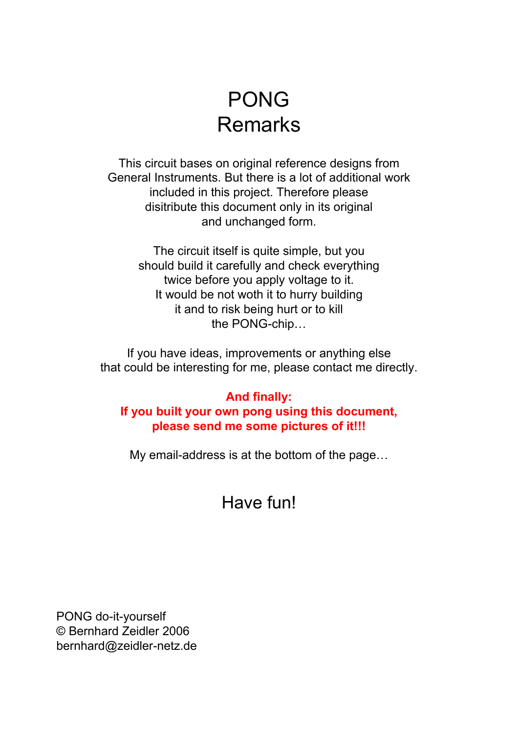# PONG
# Remarks

This circuit bases on original reference designs from General Instruments. But there is a lot of additional work included in this project. Therefore please disitribute this document only in its original and unchanged form.

The circuit itself is quite simple, but you should build it carefully and check everything twice before you apply voltage to it. It would be not woth it to hurry building it and to risk being hurt or to kill the PONG-chip…

If you have ideas, improvements or anything else that could be interesting for me, please contact me directly.

**And finally:**
**If you built your own pong using this document, please send me some pictures of it!!!**

My email-address is at the bottom of the page…

## Have fun!

PONG do-it-yourself
© Bernhard Zeidler 2006
bernhard@zeidler-netz.de